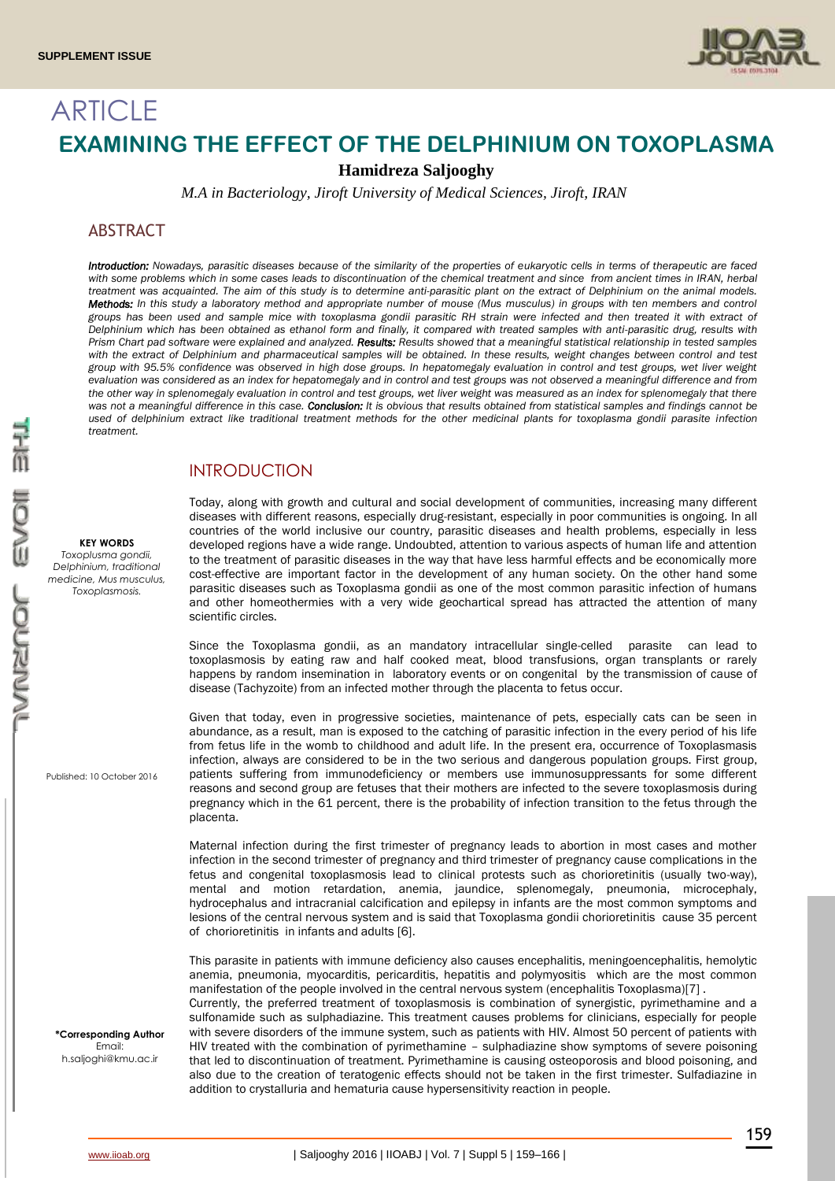SUPPLEMENT ISSUE

# ARTICLE

# EXAMINING THE EFFECT OF THE DELPHINIUM ON TOXOPLASMA

**Hamidreza Saljooghy**

*M.A in Bacteriology, Jiroft University of Medical Sciences, Jiroft, IRAN*

## ABSTRACT

***Introduction:*** *Nowadays, parasitic diseases because of the similarity of the properties of eukaryotic cells in terms of therapeutic are faced with some problems which in some cases leads to discontinuation of the chemical treatment and since from ancient times in IRAN, herbal treatment was acquainted. The aim of this study is to determine anti-parasitic plant on the extract of Delphinium on the animal models.* ***Methods:*** *In this study a laboratory method and appropriate number of mouse (Mus musculus) in groups with ten members and control groups has been used and sample mice with toxoplasma gondii parasitic RH strain were infected and then treated it with extract of Delphinium which has been obtained as ethanol form and finally, it compared with treated samples with anti-parasitic drug, results with Prism Chart pad software were explained and analyzed.* ***Results:*** *Results showed that a meaningful statistical relationship in tested samples with the extract of Delphinium and pharmaceutical samples will be obtained. In these results, weight changes between control and test group with 95.5% confidence was observed in high dose groups. In hepatomegaly evaluation in control and test groups, wet liver weight evaluation was considered as an index for hepatomegaly and in control and test groups was not observed a meaningful difference and from the other way in splenomegaly evaluation in control and test groups, wet liver weight was measured as an index for splenomegaly that there was not a meaningful difference in this case.* ***Conclusion:*** *It is obvious that results obtained from statistical samples and findings cannot be used of delphinium extract like traditional treatment methods for the other medicinal plants for toxoplasma gondii parasite infection treatment.*

**KEY WORDS**

*Toxoplusma gondii, Delphinium, traditional medicine, Mus musculus, Toxoplasmosis.*

Published: 10 October 2016

\*Corresponding Author
Email:
h.saljoghi@kmu.ac.ir

## INTRODUCTION

Today, along with growth and cultural and social development of communities, increasing many different diseases with different reasons, especially drug-resistant, especially in poor communities is ongoing. In all countries of the world inclusive our country, parasitic diseases and health problems, especially in less developed regions have a wide range. Undoubted, attention to various aspects of human life and attention to the treatment of parasitic diseases in the way that have less harmful effects and be economically more cost-effective are important factor in the development of any human society. On the other hand some parasitic diseases such as Toxoplasma gondii as one of the most common parasitic infection of humans and other homeothermies with a very wide geochartical spread has attracted the attention of many scientific circles.

Since the Toxoplasma gondii, as an mandatory intracellular single-celled parasite can lead to toxoplasmosis by eating raw and half cooked meat, blood transfusions, organ transplants or rarely happens by random insemination in laboratory events or on congenital by the transmission of cause of disease (Tachyzoite) from an infected mother through the placenta to fetus occur.

Given that today, even in progressive societies, maintenance of pets, especially cats can be seen in abundance, as a result, man is exposed to the catching of parasitic infection in the every period of his life from fetus life in the womb to childhood and adult life. In the present era, occurrence of Toxoplasmasis infection, always are considered to be in the two serious and dangerous population groups. First group, patients suffering from immunodeficiency or members use immunosuppressants for some different reasons and second group are fetuses that their mothers are infected to the severe toxoplasmosis during pregnancy which in the 61 percent, there is the probability of infection transition to the fetus through the placenta.

Maternal infection during the first trimester of pregnancy leads to abortion in most cases and mother infection in the second trimester of pregnancy and third trimester of pregnancy cause complications in the fetus and congenital toxoplasmosis lead to clinical protests such as chorioretinitis (usually two-way), mental and motion retardation, anemia, jaundice, splenomegaly, pneumonia, microcephaly, hydrocephalus and intracranial calcification and epilepsy in infants are the most common symptoms and lesions of the central nervous system and is said that Toxoplasma gondii chorioretinitis cause 35 percent of chorioretinitis in infants and adults [6].

This parasite in patients with immune deficiency also causes encephalitis, meningoencephalitis, hemolytic anemia, pneumonia, myocarditis, pericarditis, hepatitis and polymyositis which are the most common manifestation of the people involved in the central nervous system (encephalitis Toxoplasma)[7] .

Currently, the preferred treatment of toxoplasmosis is combination of synergistic, pyrimethamine and a sulfonamide such as sulphadiazine. This treatment causes problems for clinicians, especially for people with severe disorders of the immune system, such as patients with HIV. Almost 50 percent of patients with HIV treated with the combination of pyrimethamine – sulphadiazine show symptoms of severe poisoning that led to discontinuation of treatment. Pyrimethamine is causing osteoporosis and blood poisoning, and also due to the creation of teratogenic effects should not be taken in the first trimester. Sulfadiazine in addition to crystalluria and hematuria cause hypersensitivity reaction in people.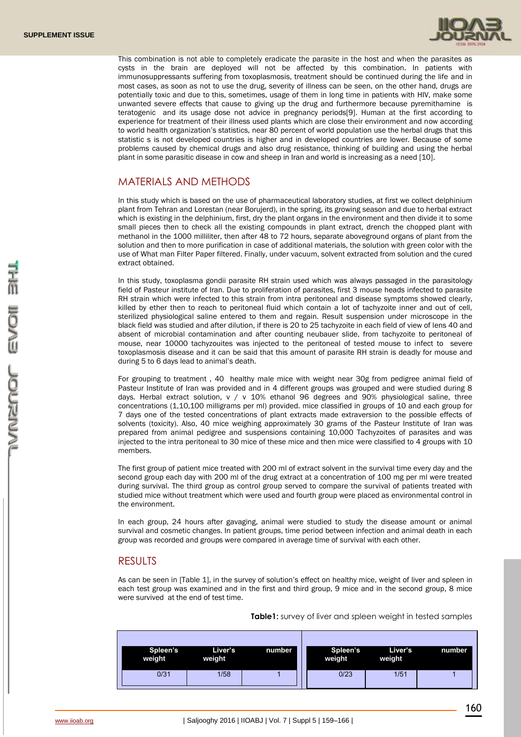This combination is not able to completely eradicate the parasite in the host and when the parasites as cysts in the brain are deployed will not be affected by this combination. In patients with immunosuppressants suffering from toxoplasmosis, treatment should be continued during the life and in most cases, as soon as not to use the drug, severity of illness can be seen, on the other hand, drugs are potentially toxic and due to this, sometimes, usage of them in long time in patients with HIV, make some unwanted severe effects that cause to giving up the drug and furthermore because pyremithamine is teratogenic and its usage dose not advice in pregnancy periods[9]. Human at the first according to experience for treatment of their illness used plants which are close their environment and now according to world health organization's statistics, near 80 percent of world population use the herbal drugs that this statistic s is not developed countries is higher and in developed countries are lower. Because of some problems caused by chemical drugs and also drug resistance, thinking of building and using the herbal plant in some parasitic disease in cow and sheep in Iran and world is increasing as a need [10].

## MATERIALS AND METHODS

In this study which is based on the use of pharmaceutical laboratory studies, at first we collect delphinium plant from Tehran and Lorestan (near Borujerd), in the spring, its growing season and due to herbal extract which is existing in the delphinium, first, dry the plant organs in the environment and then divide it to some small pieces then to check all the existing compounds in plant extract, drench the chopped plant with methanol in the 1000 milliliter, then after 48 to 72 hours, separate aboveground organs of plant from the solution and then to more purification in case of additional materials, the solution with green color with the use of What man Filter Paper filtered. Finally, under vacuum, solvent extracted from solution and the cured extract obtained.

In this study, toxoplasma gondii parasite RH strain used which was always passaged in the parasitology field of Pasteur institute of Iran. Due to proliferation of parasites, first 3 mouse heads infected to parasite RH strain which were infected to this strain from intra peritoneal and disease symptoms showed clearly, killed by ether then to reach to peritoneal fluid which contain a lot of tachyzoite inner and out of cell, sterilized physiological saline entered to them and regain. Result suspension under microscope in the black field was studied and after dilution, if there is 20 to 25 tachyzoite in each field of view of lens 40 and absent of microbial contamination and after counting neubauer slide, from tachyzoite to peritoneal of mouse, near 10000 tachyzouites was injected to the peritoneal of tested mouse to infect to severe toxoplasmosis disease and it can be said that this amount of parasite RH strain is deadly for mouse and during 5 to 6 days lead to animal's death.

For grouping to treatment , 40 healthy male mice with weight near 30g from pedigree animal field of Pasteur Institute of Iran was provided and in 4 different groups was grouped and were studied during 8 days. Herbal extract solution, v / v 10% ethanol 96 degrees and 90% physiological saline, three concentrations (1,10,100 milligrams per ml) provided. mice classified in groups of 10 and each group for 7 days one of the tested concentrations of plant extracts made extraversion to the possible effects of solvents (toxicity). Also, 40 mice weighing approximately 30 grams of the Pasteur Institute of Iran was prepared from animal pedigree and suspensions containing 10,000 Tachyzoites of parasites and was injected to the intra peritoneal to 30 mice of these mice and then mice were classified to 4 groups with 10 members.

The first group of patient mice treated with 200 ml of extract solvent in the survival time every day and the second group each day with 200 ml of the drug extract at a concentration of 100 mg per ml were treated during survival. The third group as control group served to compare the survival of patients treated with studied mice without treatment which were used and fourth group were placed as environmental control in the environment.

In each group, 24 hours after gavaging, animal were studied to study the disease amount or animal survival and cosmetic changes. In patient groups, time period between infection and animal death in each group was recorded and groups were compared in average time of survival with each other.

## RESULTS

As can be seen in [Table 1], in the survey of solution's effect on healthy mice, weight of liver and spleen in each test group was examined and in the first and third group, 9 mice and in the second group, 8 mice were survived at the end of test time.

**Table1:** survey of liver and spleen weight in tested samples

| Spleen's weight | Liver's weight | number | Spleen's weight | Liver's weight | number |
|---|---|---|---|---|---|
| 0/31 | 1/58 | 1 | 0/23 | 1/51 | 1 |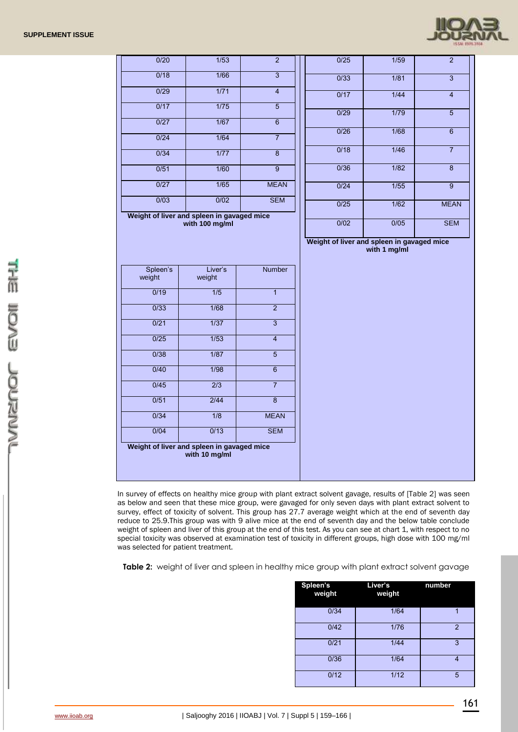| 0/20 | 1/53 | 2 |
|---|---|---|
| 0/18 | 1/66 | 3 |
| 0/29 | 1/71 | 4 |
| 0/17 | 1/75 | 5 |
| 0/27 | 1/67 | 6 |
| 0/24 | 1/64 | 7 |
| 0/34 | 1/77 | 8 |
| 0/51 | 1/60 | 9 |
| 0/27 | 1/65 | MEAN |
| 0/03 | 0/02 | SEM |

**Weight of liver and spleen in gavaged mice with 100 mg/ml**

| 0/25 | 1/59 | 2 |
|---|---|---|
| 0/33 | 1/81 | 3 |
| 0/17 | 1/44 | 4 |
| 0/29 | 1/79 | 5 |
| 0/26 | 1/68 | 6 |
| 0/18 | 1/46 | 7 |
| 0/36 | 1/82 | 8 |
| 0/24 | 1/55 | 9 |
| 0/25 | 1/62 | MEAN |
| 0/02 | 0/05 | SEM |

**Weight of liver and spleen in gavaged mice with 1 mg/ml**

| Spleen's weight | Liver's weight | Number |
|---|---|---|
| 0/19 | 1/5 | 1 |
| 0/33 | 1/68 | 2 |
| 0/21 | 1/37 | 3 |
| 0/25 | 1/53 | 4 |
| 0/38 | 1/87 | 5 |
| 0/40 | 1/98 | 6 |
| 0/45 | 2/3 | 7 |
| 0/51 | 2/44 | 8 |
| 0/34 | 1/8 | MEAN |
| 0/04 | 0/13 | SEM |

**Weight of liver and spleen in gavaged mice with 10 mg/ml**

In survey of effects on healthy mice group with plant extract solvent gavage, results of [Table 2] was seen as below and seen that these mice group, were gavaged for only seven days with plant extract solvent to survey, effect of toxicity of solvent. This group has 27.7 average weight which at the end of seventh day reduce to 25.9.This group was with 9 alive mice at the end of seventh day and the below table conclude weight of spleen and liver of this group at the end of this test. As you can see at chart 1, with respect to no special toxicity was observed at examination test of toxicity in different groups, high dose with 100 mg/ml was selected for patient treatment.

**Table 2:** weight of liver and spleen in healthy mice group with plant extract solvent gavage

| Spleen's weight | Liver's weight | number |
|---|---|---|
| 0/34 | 1/64 | 1 |
| 0/42 | 1/76 | 2 |
| 0/21 | 1/44 | 3 |
| 0/36 | 1/64 | 4 |
| 0/12 | 1/12 | 5 |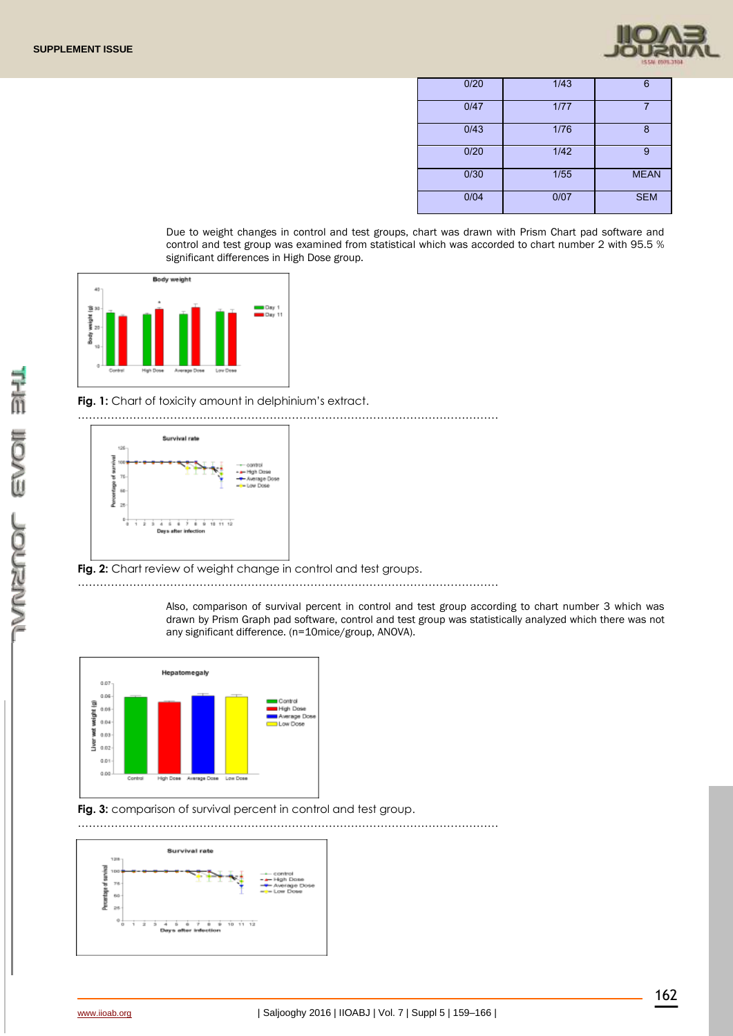| 0/20 | 1/43 | 6 |
|---|---|---|
| 0/47 | 1/77 | 7 |
| 0/43 | 1/76 | 8 |
| 0/20 | 1/42 | 9 |
| 0/30 | 1/55 | MEAN |
| 0/04 | 0/07 | SEM |

Due to weight changes in control and test groups, chart was drawn with Prism Chart pad software and control and test group was examined from statistical which was accorded to chart number 2 with 95.5 % significant differences in High Dose group.

**Fig. 1:** Chart of toxicity amount in delphinium's extract.

**Fig. 2:** Chart review of weight change in control and test groups.

Also, comparison of survival percent in control and test group according to chart number 3 which was drawn by Prism Graph pad software, control and test group was statistically analyzed which there was not any significant difference. (n=10mice/group, ANOVA).

**Fig. 3:** comparison of survival percent in control and test group.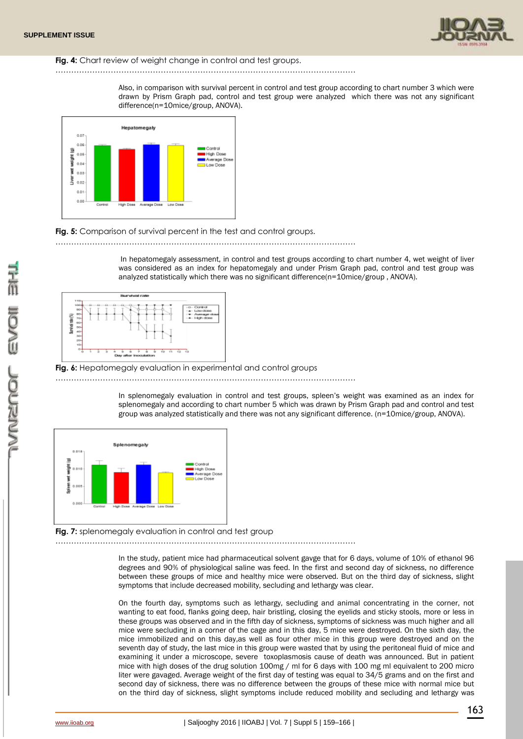**Fig. 4:** Chart review of weight change in control and test groups.

Also, in comparison with survival percent in control and test group according to chart number 3 which were drawn by Prism Graph pad, control and test group were analyzed which there was not any significant difference(n=10mice/group, ANOVA).

**Fig. 5:** Comparison of survival percent in the test and control groups.

In hepatomegaly assessment, in control and test groups according to chart number 4, wet weight of liver was considered as an index for hepatomegaly and under Prism Graph pad, control and test group was analyzed statistically which there was no significant difference(n=10mice/group , ANOVA).

**Fig. 6:** Hepatomegaly evaluation in experimental and control groups

In splenomegaly evaluation in control and test groups, spleen's weight was examined as an index for splenomegaly and according to chart number 5 which was drawn by Prism Graph pad and control and test group was analyzed statistically and there was not any significant difference. (n=10mice/group, ANOVA).

**Fig. 7:** splenomegaly evaluation in control and test group

In the study, patient mice had pharmaceutical solvent gavge that for 6 days, volume of 10% of ethanol 96 degrees and 90% of physiological saline was feed. In the first and second day of sickness, no difference between these groups of mice and healthy mice were observed. But on the third day of sickness, slight symptoms that include decreased mobility, secluding and lethargy was clear.

On the fourth day, symptoms such as lethargy, secluding and animal concentrating in the corner, not wanting to eat food, flanks going deep, hair bristling, closing the eyelids and sticky stools, more or less in these groups was observed and in the fifth day of sickness, symptoms of sickness was much higher and all mice were secluding in a corner of the cage and in this day, 5 mice were destroyed. On the sixth day, the mice immobilized and on this day,as well as four other mice in this group were destroyed and on the seventh day of study, the last mice in this group were wasted that by using the peritoneal fluid of mice and examining it under a microscope, severe toxoplasmosis cause of death was announced. But in patient mice with high doses of the drug solution 100mg / ml for 6 days with 100 mg ml equivalent to 200 micro liter were gavaged. Average weight of the first day of testing was equal to 34/5 grams and on the first and second day of sickness, there was no difference between the groups of these mice with normal mice but on the third day of sickness, slight symptoms include reduced mobility and secluding and lethargy was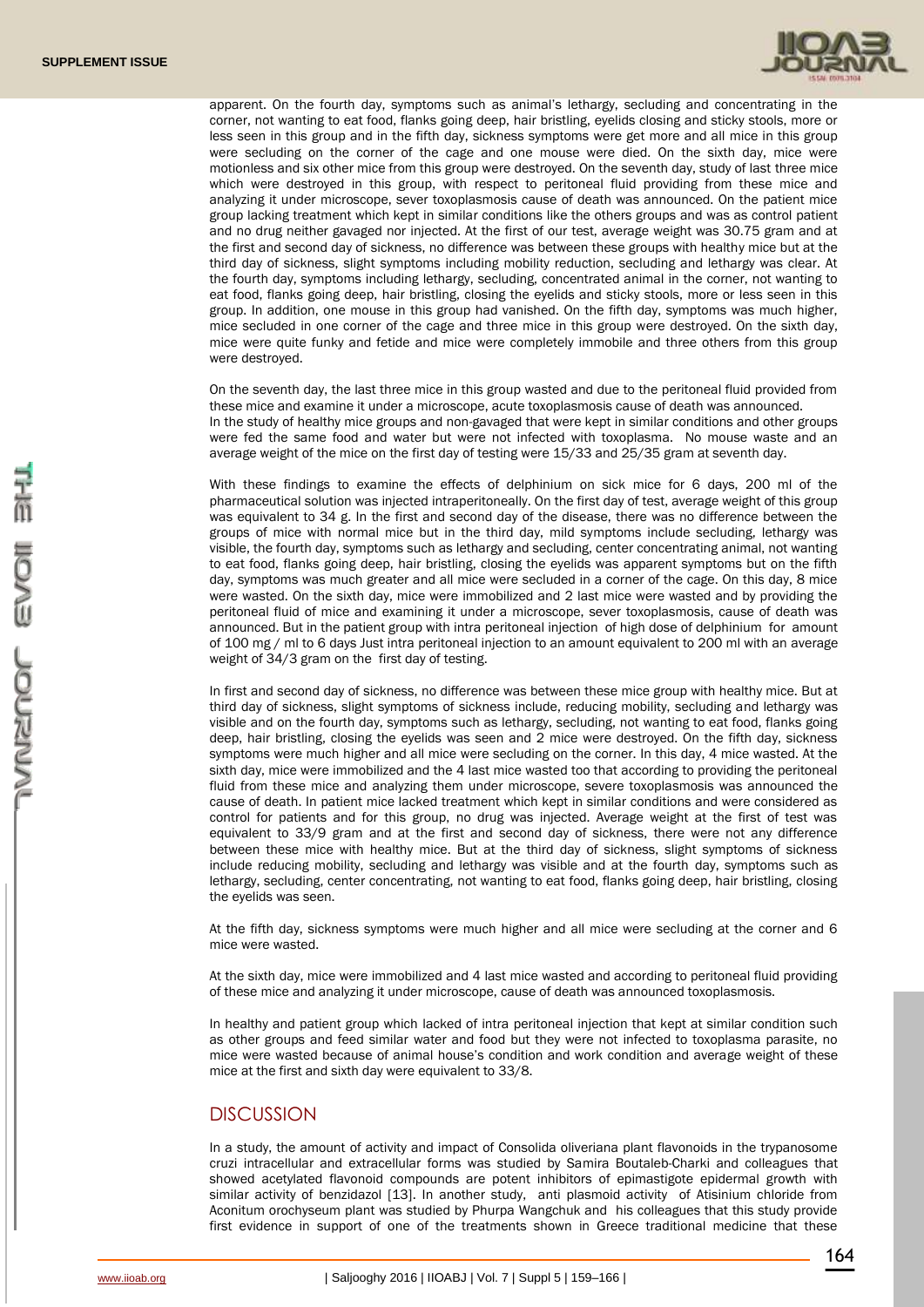apparent. On the fourth day, symptoms such as animal's lethargy, secluding and concentrating in the corner, not wanting to eat food, flanks going deep, hair bristling, eyelids closing and sticky stools, more or less seen in this group and in the fifth day, sickness symptoms were get more and all mice in this group were secluding on the corner of the cage and one mouse were died. On the sixth day, mice were motionless and six other mice from this group were destroyed. On the seventh day, study of last three mice which were destroyed in this group, with respect to peritoneal fluid providing from these mice and analyzing it under microscope, sever toxoplasmosis cause of death was announced. On the patient mice group lacking treatment which kept in similar conditions like the others groups and was as control patient and no drug neither gavaged nor injected. At the first of our test, average weight was 30.75 gram and at the first and second day of sickness, no difference was between these groups with healthy mice but at the third day of sickness, slight symptoms including mobility reduction, secluding and lethargy was clear. At the fourth day, symptoms including lethargy, secluding, concentrated animal in the corner, not wanting to eat food, flanks going deep, hair bristling, closing the eyelids and sticky stools, more or less seen in this group. In addition, one mouse in this group had vanished. On the fifth day, symptoms was much higher, mice secluded in one corner of the cage and three mice in this group were destroyed. On the sixth day, mice were quite funky and fetide and mice were completely immobile and three others from this group were destroyed.

On the seventh day, the last three mice in this group wasted and due to the peritoneal fluid provided from these mice and examine it under a microscope, acute toxoplasmosis cause of death was announced.
In the study of healthy mice groups and non-gavaged that were kept in similar conditions and other groups were fed the same food and water but were not infected with toxoplasma. No mouse waste and an average weight of the mice on the first day of testing were 15/33 and 25/35 gram at seventh day.

With these findings to examine the effects of delphinium on sick mice for 6 days, 200 ml of the pharmaceutical solution was injected intraperitoneally. On the first day of test, average weight of this group was equivalent to 34 g. In the first and second day of the disease, there was no difference between the groups of mice with normal mice but in the third day, mild symptoms include secluding, lethargy was visible, the fourth day, symptoms such as lethargy and secluding, center concentrating animal, not wanting to eat food, flanks going deep, hair bristling, closing the eyelids was apparent symptoms but on the fifth day, symptoms was much greater and all mice were secluded in a corner of the cage. On this day, 8 mice were wasted. On the sixth day, mice were immobilized and 2 last mice were wasted and by providing the peritoneal fluid of mice and examining it under a microscope, sever toxoplasmosis, cause of death was announced. But in the patient group with intra peritoneal injection of high dose of delphinium for amount of 100 mg / ml to 6 days Just intra peritoneal injection to an amount equivalent to 200 ml with an average weight of 34/3 gram on the first day of testing.

In first and second day of sickness, no difference was between these mice group with healthy mice. But at third day of sickness, slight symptoms of sickness include, reducing mobility, secluding and lethargy was visible and on the fourth day, symptoms such as lethargy, secluding, not wanting to eat food, flanks going deep, hair bristling, closing the eyelids was seen and 2 mice were destroyed. On the fifth day, sickness symptoms were much higher and all mice were secluding on the corner. In this day, 4 mice wasted. At the sixth day, mice were immobilized and the 4 last mice wasted too that according to providing the peritoneal fluid from these mice and analyzing them under microscope, severe toxoplasmosis was announced the cause of death. In patient mice lacked treatment which kept in similar conditions and were considered as control for patients and for this group, no drug was injected. Average weight at the first of test was equivalent to 33/9 gram and at the first and second day of sickness, there were not any difference between these mice with healthy mice. But at the third day of sickness, slight symptoms of sickness include reducing mobility, secluding and lethargy was visible and at the fourth day, symptoms such as lethargy, secluding, center concentrating, not wanting to eat food, flanks going deep, hair bristling, closing the eyelids was seen.

At the fifth day, sickness symptoms were much higher and all mice were secluding at the corner and 6 mice were wasted.

At the sixth day, mice were immobilized and 4 last mice wasted and according to peritoneal fluid providing of these mice and analyzing it under microscope, cause of death was announced toxoplasmosis.

In healthy and patient group which lacked of intra peritoneal injection that kept at similar condition such as other groups and feed similar water and food but they were not infected to toxoplasma parasite, no mice were wasted because of animal house's condition and work condition and average weight of these mice at the first and sixth day were equivalent to 33/8.

## DISCUSSION

In a study, the amount of activity and impact of Consolida oliveriana plant flavonoids in the trypanosome cruzi intracellular and extracellular forms was studied by Samira Boutaleb-Charki and colleagues that showed acetylated flavonoid compounds are potent inhibitors of epimastigote epidermal growth with similar activity of benzidazol [13]. In another study, anti plasmoid activity of Atisinium chloride from Aconitum orochyseum plant was studied by Phurpa Wangchuk and his colleagues that this study provide first evidence in support of one of the treatments shown in Greece traditional medicine that these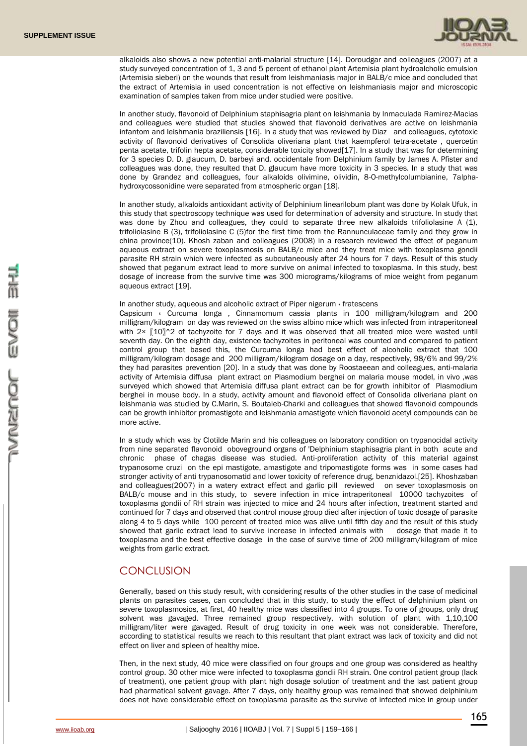alkaloids also shows a new potential anti-malarial structure [14]. Doroudgar and colleagues (2007) at a study surveyed concentration of 1, 3 and 5 percent of ethanol plant Artemisia plant hydroalcholic emulsion (Artemisia sieberi) on the wounds that result from leishmaniasis major in BALB/c mice and concluded that the extract of Artemisia in used concentration is not effective on leishmaniasis major and microscopic examination of samples taken from mice under studied were positive.

In another study, flavonoid of Delphinium staphisagria plant on leishmania by Inmaculada Ramirez-Macias and colleagues were studied that studies showed that flavonoid derivatives are active on leishmania infantom and leishmania braziliensis [16]. In a study that was reviewed by Diaz and colleagues, cytotoxic activity of flavonoid derivatives of Consolida oliveriana plant that kaempferol tetra-acetate , quercetin penta acetate, trifolin hepta acetate, considerable toxicity showed[17]. In a study that was for determining for 3 species D. D. glaucum, D. barbeyi and. occidentale from Delphinium family by James A. Pfister and colleagues was done, they resulted that D. glaucum have more toxicity in 3 species. In a study that was done by Grandez and colleagues, four alkaloids olivimine, olividin, 8-O-methylcolumbianine, 7alpha-hydroxycossonidine were separated from atmospheric organ [18].

In another study, alkaloids antioxidant activity of Delphinium linearilobum plant was done by Kolak Ufuk, in this study that spectroscopy technique was used for determination of adversity and structure. In study that was done by Zhou and colleagues, they could to separate three new alkaloids trifoliolasine A (1), trifoliolasine B (3), trifoliolasine C (5)for the first time from the Rannunculaceae family and they grow in china province(10). Khosh zaban and colleagues (2008) in a research reviewed the effect of peganum aqueous extract on severe toxoplasmosis on BALB/c mice and they treat mice with toxoplasma gondii parasite RH strain which were infected as subcutaneously after 24 hours for 7 days. Result of this study showed that peganum extract lead to more survive on animal infected to toxoplasma. In this study, best dosage of increase from the survive time was 300 micrograms/kilograms of mice weight from peganum aqueous extract [19].

In another study, aqueous and alcoholic extract of Piper nigerum ، fratescens Capsicum ، Curcuma longa , Cinnamomum cassia plants in 100 milligram/kilogram and 200 milligram/kilogram on day was reviewed on the swiss albino mice which was infected from intraperitoneal with 2× 〖10〗^2 of tachyzoite for 7 days and it was observed that all treated mice were wasted until seventh day. On the eighth day, existence tachyzoites in peritoneal was counted and compared to patient control group that based this, the Curcuma longa had best effect of alcoholic extract that 100 milligram/kilogram dosage and 200 milligram/kilogram dosage on a day, respectively, 98/6% and 99/2% they had parasites prevention [20]. In a study that was done by Roostaeean and colleagues, anti-malaria activity of Artemisia diffusa plant extract on Plasmodium berghei on malaria mouse model, in vivo ,was surveyed which showed that Artemisia diffusa plant extract can be for growth inhibitor of Plasmodium berghei in mouse body. In a study, activity amount and flavonoid effect of Consolida oliveriana plant on leishmania was studied by C.Marin, S. Boutaleb-Charki and colleagues that showed flavonoid compounds can be growth inhibitor promastigote and leishmania amastigote which flavonoid acetyl compounds can be more active.

In a study which was by Clotilde Marin and his colleagues on laboratory condition on trypanocidal activity from nine separated flavonoid oboveground organs of 'Delphinium staphisagria plant in both acute and chronic phase of chagas disease was studied. Anti-proliferation activity of this material against trypanosome cruzi on the epi mastigote, amastigote and tripomastigote forms was in some cases had stronger activity of anti trypanosomatid and lower toxicity of reference drug, benznidazol.[25]. Khoshzaban and colleagues(2007) in a watery extract effect and garlic pill reviewed on sever toxoplasmosis on BALB/c mouse and in this study, to severe infection in mice intraperitoneal 10000 tachyzoites of toxoplasma gondii of RH strain was injected to mice and 24 hours after infection, treatment started and continued for 7 days and observed that control mouse group died after injection of toxic dosage of parasite along 4 to 5 days while 100 percent of treated mice was alive until fifth day and the result of this study showed that garlic extract lead to survive increase in infected animals with dosage that made it to toxoplasma and the best effective dosage in the case of survive time of 200 milligram/kilogram of mice weights from garlic extract.

## CONCLUSION

Generally, based on this study result, with considering results of the other studies in the case of medicinal plants on parasites cases, can concluded that in this study, to study the effect of delphinium plant on severe toxoplasmosios, at first, 40 healthy mice was classified into 4 groups. To one of groups, only drug solvent was gavaged. Three remained group respectively, with solution of plant with 1,10,100 milligram/liter were gavaged. Result of drug toxicity in one week was not considerable. Therefore, according to statistical results we reach to this resultant that plant extract was lack of toxicity and did not effect on liver and spleen of healthy mice.

Then, in the next study, 40 mice were classified on four groups and one group was considered as healthy control group. 30 other mice were infected to toxoplasma gondii RH strain. One control patient group (lack of treatment), one patient group with plant high dosage solution of treatment and the last patient group had pharmatical solvent gavage. After 7 days, only healthy group was remained that showed delphinium does not have considerable effect on toxoplasma parasite as the survive of infected mice in group under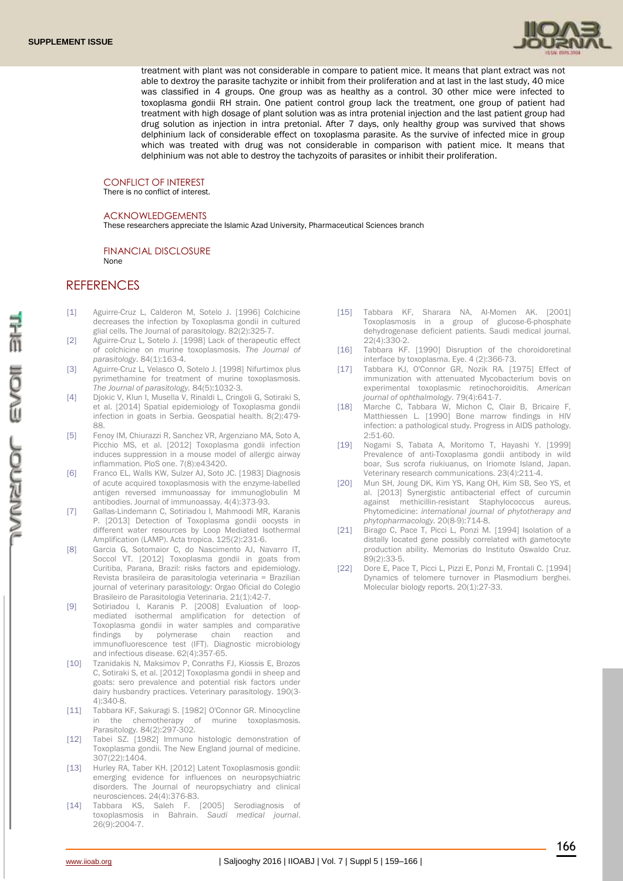treatment with plant was not considerable in compare to patient mice. It means that plant extract was not able to dextroy the parasite tachyzite or inhibit from their proliferation and at last in the last study, 40 mice was classified in 4 groups. One group was as healthy as a control. 30 other mice were infected to toxoplasma gondii RH strain. One patient control group lack the treatment, one group of patient had treatment with high dosage of plant solution was as intra protenial injection and the last patient group had drug solution as injection in intra pretonial. After 7 days, only healthy group was survived that shows delphinium lack of considerable effect on toxoplasma parasite. As the survive of infected mice in group which was treated with drug was not considerable in comparison with patient mice. It means that delphinium was not able to destroy the tachyzoits of parasites or inhibit their proliferation.

### CONFLICT OF INTEREST

There is no conflict of interest.

### ACKNOWLEDGEMENTS

These researchers appreciate the Islamic Azad University, Pharmaceutical Sciences branch

### FINANCIAL DISCLOSURE

None

## REFERENCES

[1] Aguirre-Cruz L, Calderon M, Sotelo J. [1996] Colchicine decreases the infection by Toxoplasma gondii in cultured glial cells. The Journal of parasitology. 82(2):325-7.

[2] Aguirre-Cruz L, Sotelo J. [1998] Lack of therapeutic effect of colchicine on murine toxoplasmosis. *The Journal of parasitology*. 84(1):163-4.

[3] Aguirre-Cruz L, Velasco O, Sotelo J. [1998] Nifurtimox plus pyrimethamine for treatment of murine toxoplasmosis. *The Journal of parasitology*. 84(5):1032-3.

[4] Djokic V, Klun I, Musella V, Rinaldi L, Cringoli G, Sotiraki S, et al. [2014] Spatial epidemiology of Toxoplasma gondii infection in goats in Serbia. Geospatial health. 8(2):479-88.

[5] Fenoy IM, Chiurazzi R, Sanchez VR, Argenziano MA, Soto A, Picchio MS, et al. [2012] Toxoplasma gondii infection induces suppression in a mouse model of allergic airway inflammation. PloS one. 7(8):e43420.

[6] Franco EL, Walls KW, Sulzer AJ, Soto JC. [1983] Diagnosis of acute acquired toxoplasmosis with the enzyme-labelled antigen reversed immunoassay for immunoglobulin M antibodies. Journal of immunoassay. 4(4):373-93.

[7] Gallas-Lindemann C, Sotiriadou I, Mahmoodi MR, Karanis P. [2013] Detection of Toxoplasma gondii oocysts in different water resources by Loop Mediated Isothermal Amplification (LAMP). Acta tropica. 125(2):231-6.

[8] Garcia G, Sotomaior C, do Nascimento AJ, Navarro IT, Soccol VT. [2012] Toxoplasma gondii in goats from Curitiba, Parana, Brazil: risks factors and epidemiology. Revista brasileira de parasitologia veterinaria = Brazilian journal of veterinary parasitology: Orgao Oficial do Colegio Brasileiro de Parasitologia Veterinaria. 21(1):42-7.

[9] Sotiriadou I, Karanis P. [2008] Evaluation of loop-mediated isothermal amplification for detection of Toxoplasma gondii in water samples and comparative findings by polymerase chain reaction and immunofluorescence test (IFT). Diagnostic microbiology and infectious disease. 62(4):357-65.

[10] Tzanidakis N, Maksimov P, Conraths FJ, Kiossis E, Brozos C, Sotiraki S, et al. [2012] Toxoplasma gondii in sheep and goats: sero prevalence and potential risk factors under dairy husbandry practices. Veterinary parasitology. 190(3-4):340-8.

[11] Tabbara KF, Sakuragi S. [1982] O'Connor GR. Minocycline in the chemotherapy of murine toxoplasmosis. Parasitology. 84(2):297-302.

[12] Tabei SZ. [1982] Immuno histologic demonstration of Toxoplasma gondii. The New England journal of medicine. 307(22):1404.

[13] Hurley RA, Taber KH. [2012] Latent Toxoplasmosis gondii: emerging evidence for influences on neuropsychiatric disorders. The Journal of neuropsychiatry and clinical neurosciences. 24(4):376-83.

[14] Tabbara KS, Saleh F. [2005] Serodiagnosis of toxoplasmosis in Bahrain. *Saudi medical journal*. 26(9):2004-7.

[15] Tabbara KF, Sharara NA, Al-Momen AK. [2001] Toxoplasmosis in a group of glucose-6-phosphate dehydrogenase deficient patients. Saudi medical journal. 22(4):330-2.

[16] Tabbara KF. [1990] Disruption of the choroidoretinal interface by toxoplasma. Eye. 4 (2):366-73.

[17] Tabbara KJ, O'Connor GR, Nozik RA. [1975] Effect of immunization with attenuated Mycobacterium bovis on experimental toxoplasmic retinochoroiditis. *American journal of ophthalmology*. 79(4):641-7.

[18] Marche C, Tabbara W, Michon C, Clair B, Bricaire F, Matthiessen L. [1990] Bone marrow findings in HIV infection: a pathological study. Progress in AIDS pathology. 2:51-60.

[19] Nogami S, Tabata A, Moritomo T, Hayashi Y. [1999] Prevalence of anti-Toxoplasma gondii antibody in wild boar, Sus scrofa riukiuanus, on Iriomote Island, Japan. Veterinary research communications. 23(4):211-4.

[20] Mun SH, Joung DK, Kim YS, Kang OH, Kim SB, Seo YS, et al. [2013] Synergistic antibacterial effect of curcumin against methicillin-resistant Staphylococcus aureus. Phytomedicine: *international journal of phytotherapy and phytopharmacology*. 20(8-9):714-8.

[21] Birago C, Pace T, Picci L, Ponzi M. [1994] Isolation of a distally located gene possibly correlated with gametocyte production ability. Memorias do Instituto Oswaldo Cruz. 89(2):33-5.

[22] Dore E, Pace T, Picci L, Pizzi E, Ponzi M, Frontali C. [1994] Dynamics of telomere turnover in Plasmodium berghei. Molecular biology reports. 20(1):27-33.